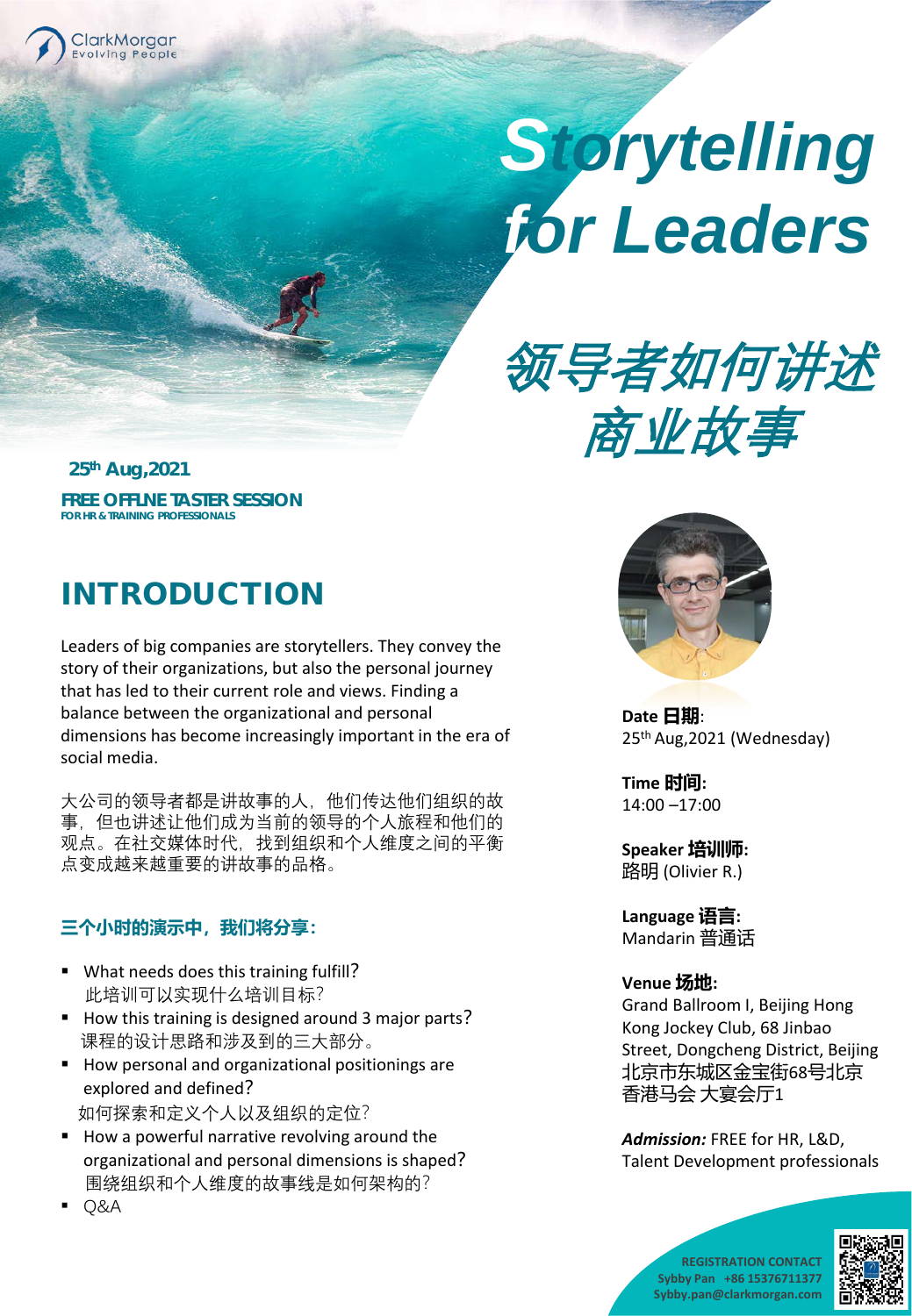ClarkMorgan
Evolving People

# Storytelling for Leaders

# 领导者如何讲述商业故事

**25th Aug,2021**

**FREE OFFLNE TASTER SESSION**
**FOR HR & TRAINING PROFESSIONALS**

## INTRODUCTION

Leaders of big companies are storytellers. They convey the story of their organizations, but also the personal journey that has led to their current role and views. Finding a balance between the organizational and personal dimensions has become increasingly important in the era of social media.

大公司的领导者都是讲故事的人，他们传达他们组织的故事，但也讲述让他们成为当前的领导的个人旅程和他们的观点。在社交媒体时代，找到组织和个人维度之间的平衡点变成越来越重要的讲故事的品格。

### 三个小时的演示中，我们将分享：

- What needs does this training fulfill?
  此培训可以实现什么培训目标?
- How this training is designed around 3 major parts?
  课程的设计思路和涉及到的三大部分。
- How personal and organizational positionings are explored and defined?
  如何探索和定义个人以及组织的定位?
- How a powerful narrative revolving around the organizational and personal dimensions is shaped?
  围绕组织和个人维度的故事线是如何架构的?
- Q&A

**Date 日期**:
25th Aug,2021 (Wednesday)

**Time 时间:**
14:00 –17:00

**Speaker 培训师:**
路明 (Olivier R.)

**Language 语言:**
Mandarin 普通话

**Venue 场地:**
Grand Ballroom I, Beijing Hong Kong Jockey Club, 68 Jinbao Street, Dongcheng District, Beijing
北京市东城区金宝街68号北京香港马会 大宴会厅1

***Admission:*** FREE for HR, L&D, Talent Development professionals

**REGISTRATION CONTACT**
**Sybby Pan +86 15376711377**
**Sybby.pan@clarkmorgan.com**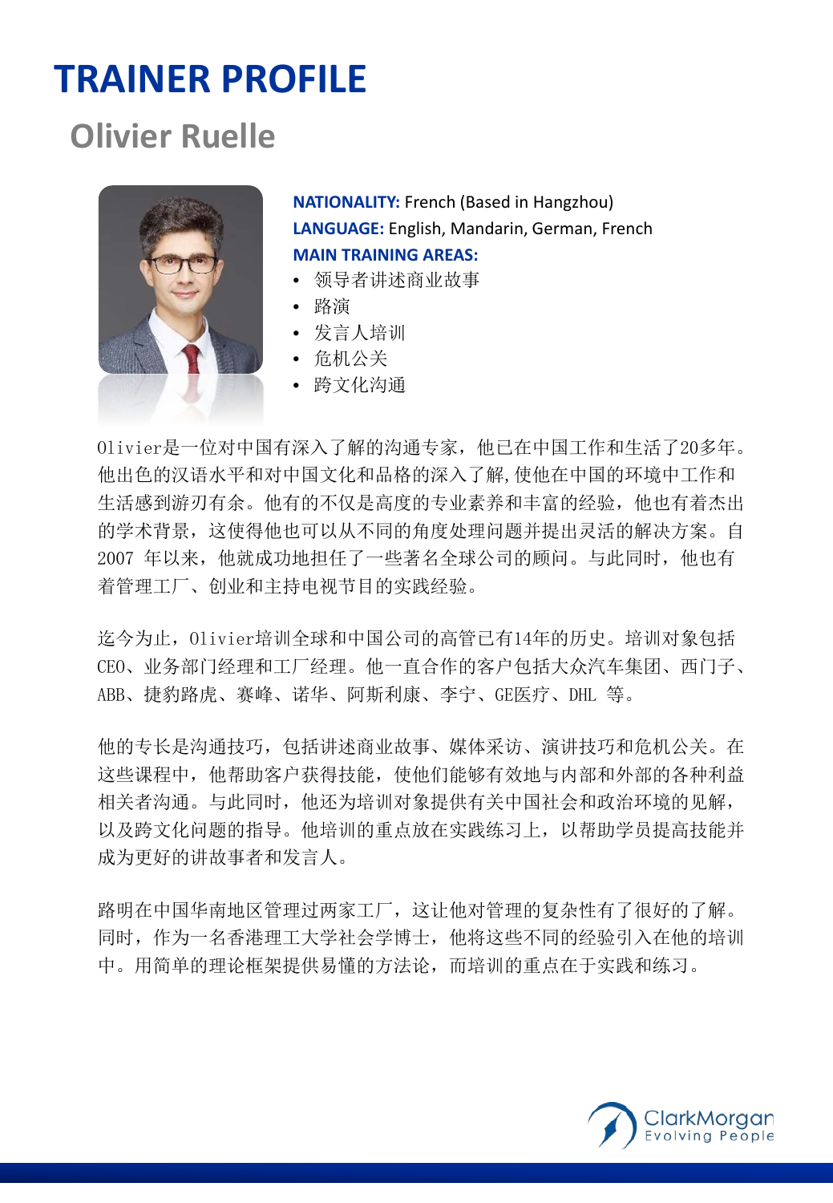# TRAINER PROFILE

## Olivier Ruelle

**NATIONALITY:** French (Based in Hangzhou)
**LANGUAGE:** English, Mandarin, German, French
**MAIN TRAINING AREAS:**

- 领导者讲述商业故事
- 路演
- 发言人培训
- 危机公关
- 跨文化沟通

Olivier是一位对中国有深入了解的沟通专家，他已在中国工作和生活了20多年。他出色的汉语水平和对中国文化和品格的深入了解,使他在中国的环境中工作和生活感到游刃有余。他有的不仅是高度的专业素养和丰富的经验，他也有着杰出的学术背景，这使得他也可以从不同的角度处理问题并提出灵活的解决方案。自2007 年以来，他就成功地担任了一些著名全球公司的顾问。与此同时，他也有着管理工厂、创业和主持电视节目的实践经验。

迄今为止，Olivier培训全球和中国公司的高管已有14年的历史。培训对象包括CEO、业务部门经理和工厂经理。他一直合作的客户包括大众汽车集团、西门子、ABB、捷豹路虎、赛峰、诺华、阿斯利康、李宁、GE医疗、DHL 等。

他的专长是沟通技巧，包括讲述商业故事、媒体采访、演讲技巧和危机公关。在这些课程中，他帮助客户获得技能，使他们能够有效地与内部和外部的各种利益相关者沟通。与此同时，他还为培训对象提供有关中国社会和政治环境的见解，以及跨文化问题的指导。他培训的重点放在实践练习上，以帮助学员提高技能并成为更好的讲故事者和发言人。

路明在中国华南地区管理过两家工厂，这让他对管理的复杂性有了很好的了解。同时，作为一名香港理工大学社会学博士，他将这些不同的经验引入在他的培训中。用简单的理论框架提供易懂的方法论，而培训的重点在于实践和练习。

ClarkMorgan
Evolving People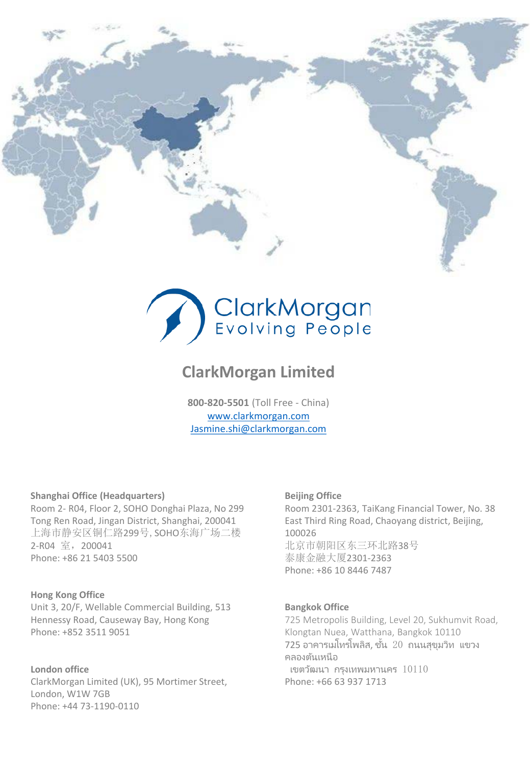ClarkMorgan
Evolving People

# ClarkMorgan Limited

**800-820-5501** (Toll Free - China)
www.clarkmorgan.com
Jasmine.shi@clarkmorgan.com

**Shanghai Office (Headquarters)**
Room 2- R04, Floor 2, SOHO Donghai Plaza, No 299 Tong Ren Road, Jingan District, Shanghai, 200041
上海市静安区铜仁路299号, SOHO东海广场二楼 2-R04 室，200041
Phone: +86 21 5403 5500

**Hong Kong Office**
Unit 3, 20/F, Wellable Commercial Building, 513 Hennessy Road, Causeway Bay, Hong Kong
Phone: +852 3511 9051

**London office**
ClarkMorgan Limited (UK), 95 Mortimer Street, London, W1W 7GB
Phone: +44 73-1190-0110

**Beijing Office**
Room 2301-2363, TaiKang Financial Tower, No. 38 East Third Ring Road, Chaoyang district, Beijing, 100026
北京市朝阳区东三环北路38号
泰康金融大厦2301-2363
Phone: +86 10 8446 7487

**Bangkok Office**
725 Metropolis Building, Level 20, Sukhumvit Road, Klongtan Nuea, Watthana, Bangkok 10110
725 อาคารเมโทรโพลิส, ชั้น 20 ถนนสุขุมวิท แขวงคลองตันเหนือ
เขตวัฒนา กรุงเทพมหานคร 10110
Phone: +66 63 937 1713